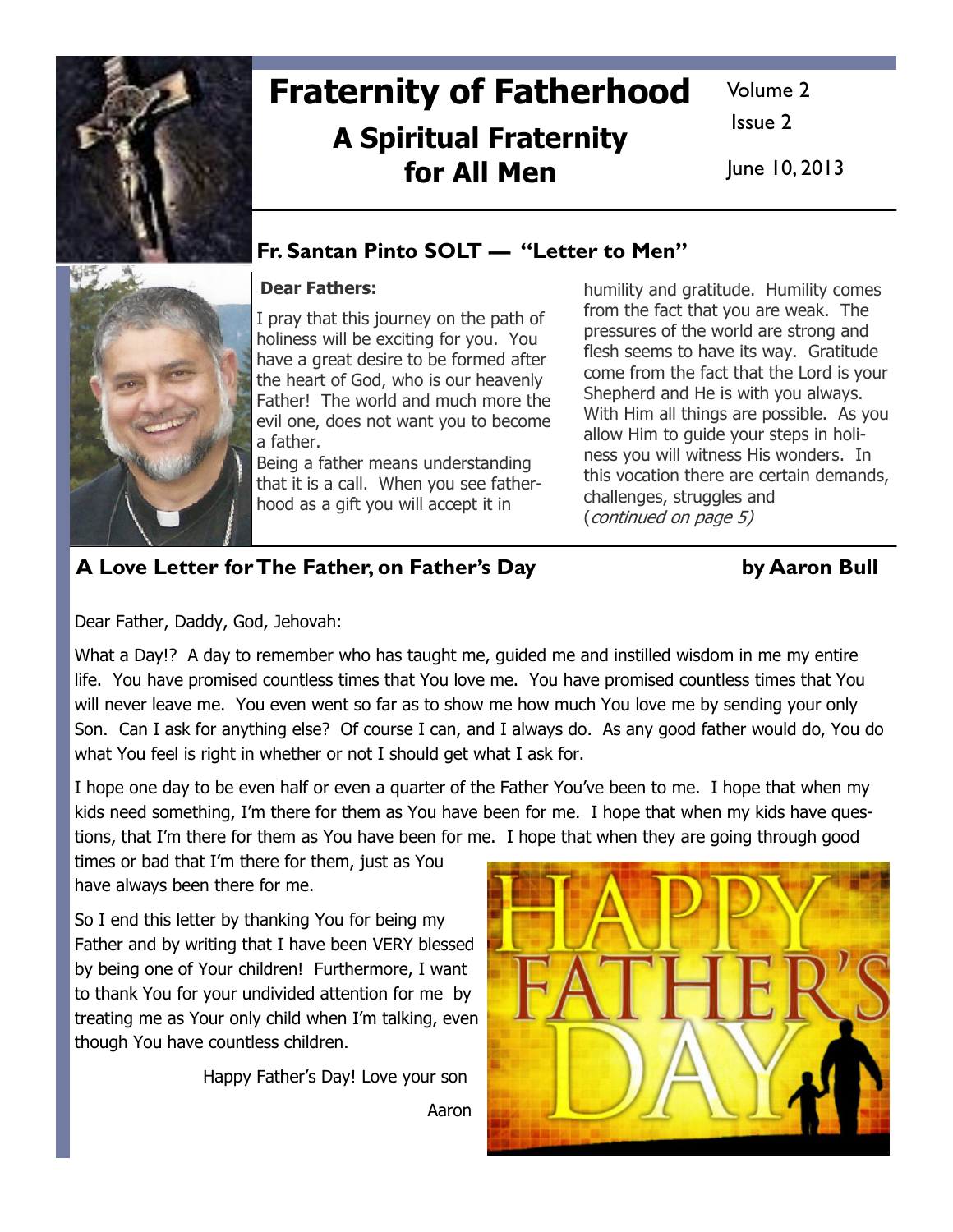# Fraternity of Fatherhood

## A Spiritual Fraternity for All Men

Volume 2
Issue 2
June 10, 2013

## Fr. Santan Pinto SOLT — "Letter to Men"

**Dear Fathers:**

I pray that this journey on the path of holiness will be exciting for you. You have a great desire to be formed after the heart of God, who is our heavenly Father! The world and much more the evil one, does not want you to become a father.

Being a father means understanding that it is a call. When you see fatherhood as a gift you will accept it in humility and gratitude. Humility comes from the fact that you are weak. The pressures of the world are strong and flesh seems to have its way. Gratitude come from the fact that the Lord is your Shepherd and He is with you always. With Him all things are possible. As you allow Him to guide your steps in holiness you will witness His wonders. In this vocation there are certain demands, challenges, struggles and (*continued on page 5)*

## A Love Letter for The Father, on Father's Day — by Aaron Bull

Dear Father, Daddy, God, Jehovah:

What a Day!? A day to remember who has taught me, guided me and instilled wisdom in me my entire life. You have promised countless times that You love me. You have promised countless times that You will never leave me. You even went so far as to show me how much You love me by sending your only Son. Can I ask for anything else? Of course I can, and I always do. As any good father would do, You do what You feel is right in whether or not I should get what I ask for.

I hope one day to be even half or even a quarter of the Father You've been to me. I hope that when my kids need something, I'm there for them as You have been for me. I hope that when my kids have questions, that I'm there for them as You have been for me. I hope that when they are going through good times or bad that I'm there for them, just as You have always been there for me.

So I end this letter by thanking You for being my Father and by writing that I have been VERY blessed by being one of Your children! Furthermore, I want to thank You for your undivided attention for me by treating me as Your only child when I'm talking, even though You have countless children.

Happy Father's Day! Love your son

Aaron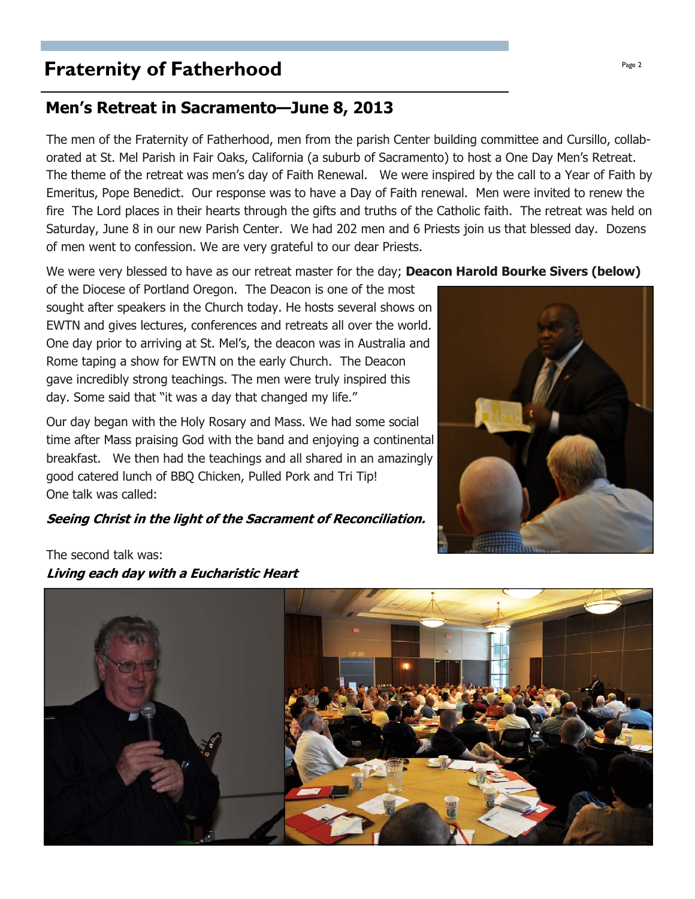# Fraternity of Fatherhood

## Men's Retreat in Sacramento—June 8, 2013

The men of the Fraternity of Fatherhood, men from the parish Center building committee and Cursillo, collaborated at St. Mel Parish in Fair Oaks, California (a suburb of Sacramento) to host a One Day Men's Retreat. The theme of the retreat was men's day of Faith Renewal. We were inspired by the call to a Year of Faith by Emeritus, Pope Benedict. Our response was to have a Day of Faith renewal. Men were invited to renew the fire The Lord places in their hearts through the gifts and truths of the Catholic faith. The retreat was held on Saturday, June 8 in our new Parish Center. We had 202 men and 6 Priests join us that blessed day. Dozens of men went to confession. We are very grateful to our dear Priests.

We were very blessed to have as our retreat master for the day; **Deacon Harold Bourke Sivers (below)** of the Diocese of Portland Oregon. The Deacon is one of the most sought after speakers in the Church today. He hosts several shows on EWTN and gives lectures, conferences and retreats all over the world. One day prior to arriving at St. Mel's, the deacon was in Australia and Rome taping a show for EWTN on the early Church. The Deacon gave incredibly strong teachings. The men were truly inspired this day. Some said that "it was a day that changed my life."

Our day began with the Holy Rosary and Mass. We had some social time after Mass praising God with the band and enjoying a continental breakfast. We then had the teachings and all shared in an amazingly good catered lunch of BBQ Chicken, Pulled Pork and Tri Tip!

One talk was called:

***Seeing Christ in the light of the Sacrament of Reconciliation.***

The second talk was:

***Living each day with a Eucharistic Heart***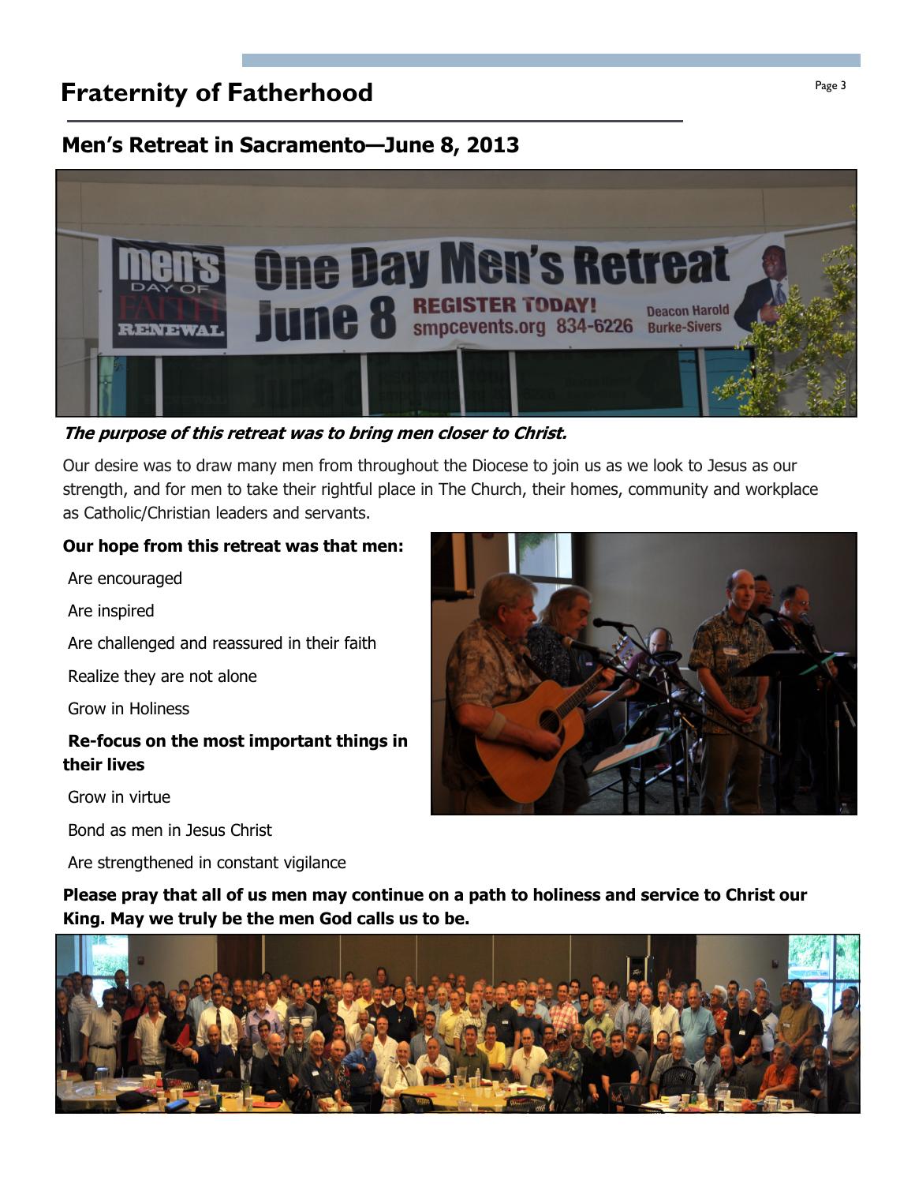# Fraternity of Fatherhood

## Men's Retreat in Sacramento—June 8, 2013

***The purpose of this retreat was to bring men closer to Christ.***

Our desire was to draw many men from throughout the Diocese to join us as we look to Jesus as our strength, and for men to take their rightful place in The Church, their homes, community and workplace as Catholic/Christian leaders and servants.

**Our hope from this retreat was that men:**

Are encouraged

Are inspired

Are challenged and reassured in their faith

Realize they are not alone

Grow in Holiness

**Re-focus on the most important things in their lives**

Grow in virtue

Bond as men in Jesus Christ

Are strengthened in constant vigilance

**Please pray that all of us men may continue on a path to holiness and service to Christ our King. May we truly be the men God calls us to be.**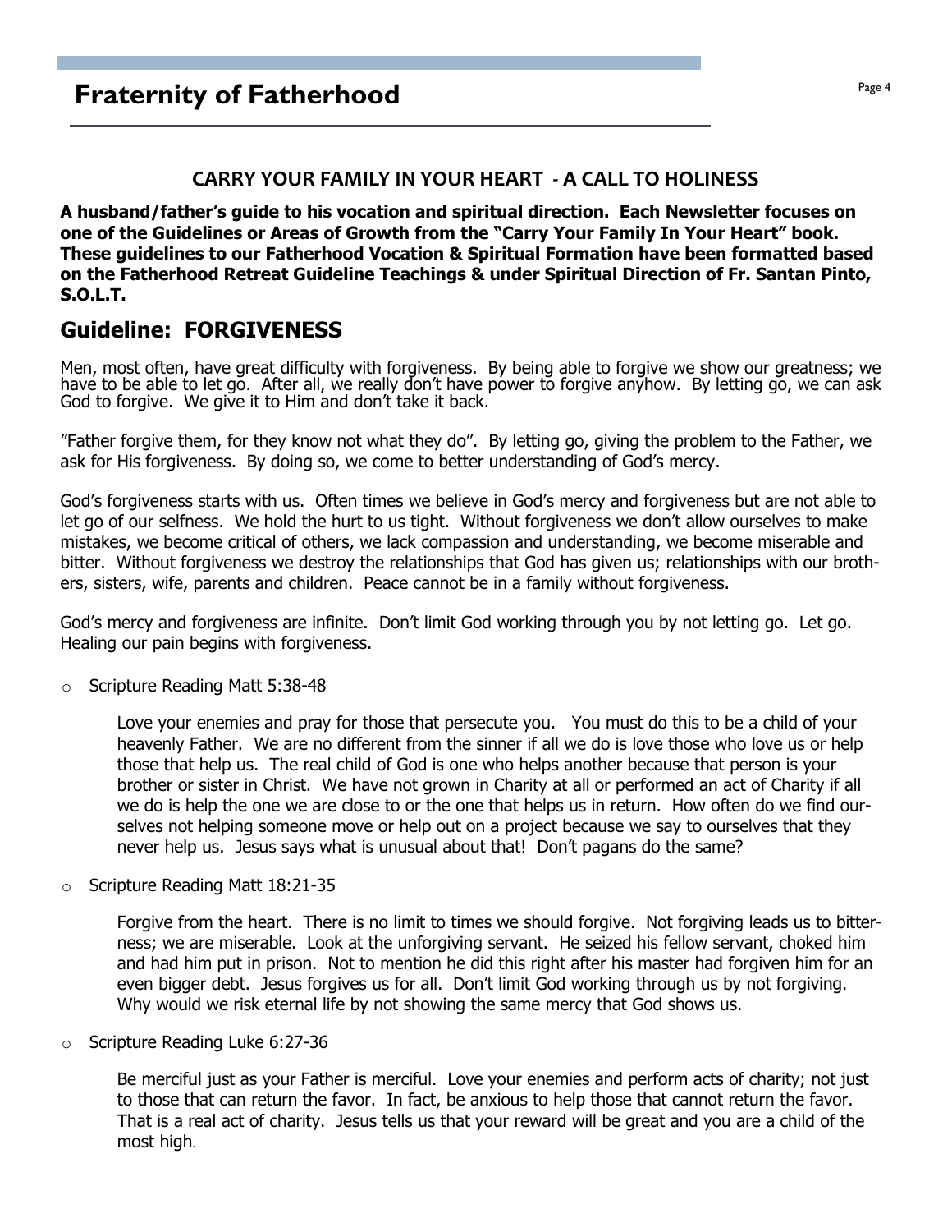# Fraternity of Fatherhood

### CARRY YOUR FAMILY IN YOUR HEART - A CALL TO HOLINESS

**A husband/father's guide to his vocation and spiritual direction. Each Newsletter focuses on one of the Guidelines or Areas of Growth from the "Carry Your Family In Your Heart" book. These guidelines to our Fatherhood Vocation & Spiritual Formation have been formatted based on the Fatherhood Retreat Guideline Teachings & under Spiritual Direction of Fr. Santan Pinto, S.O.L.T.**

## Guideline: FORGIVENESS

Men, most often, have great difficulty with forgiveness. By being able to forgive we show our greatness; we have to be able to let go. After all, we really don't have power to forgive anyhow. By letting go, we can ask God to forgive. We give it to Him and don't take it back.

"Father forgive them, for they know not what they do". By letting go, giving the problem to the Father, we ask for His forgiveness. By doing so, we come to better understanding of God's mercy.

God's forgiveness starts with us. Often times we believe in God's mercy and forgiveness but are not able to let go of our selfness. We hold the hurt to us tight. Without forgiveness we don't allow ourselves to make mistakes, we become critical of others, we lack compassion and understanding, we become miserable and bitter. Without forgiveness we destroy the relationships that God has given us; relationships with our brothers, sisters, wife, parents and children. Peace cannot be in a family without forgiveness.

God's mercy and forgiveness are infinite. Don't limit God working through you by not letting go. Let go. Healing our pain begins with forgiveness.

- Scripture Reading Matt 5:38-48

  Love your enemies and pray for those that persecute you. You must do this to be a child of your heavenly Father. We are no different from the sinner if all we do is love those who love us or help those that help us. The real child of God is one who helps another because that person is your brother or sister in Christ. We have not grown in Charity at all or performed an act of Charity if all we do is help the one we are close to or the one that helps us in return. How often do we find ourselves not helping someone move or help out on a project because we say to ourselves that they never help us. Jesus says what is unusual about that! Don't pagans do the same?

- Scripture Reading Matt 18:21-35

  Forgive from the heart. There is no limit to times we should forgive. Not forgiving leads us to bitterness; we are miserable. Look at the unforgiving servant. He seized his fellow servant, choked him and had him put in prison. Not to mention he did this right after his master had forgiven him for an even bigger debt. Jesus forgives us for all. Don't limit God working through us by not forgiving. Why would we risk eternal life by not showing the same mercy that God shows us.

- Scripture Reading Luke 6:27-36

  Be merciful just as your Father is merciful. Love your enemies and perform acts of charity; not just to those that can return the favor. In fact, be anxious to help those that cannot return the favor. That is a real act of charity. Jesus tells us that your reward will be great and you are a child of the most high.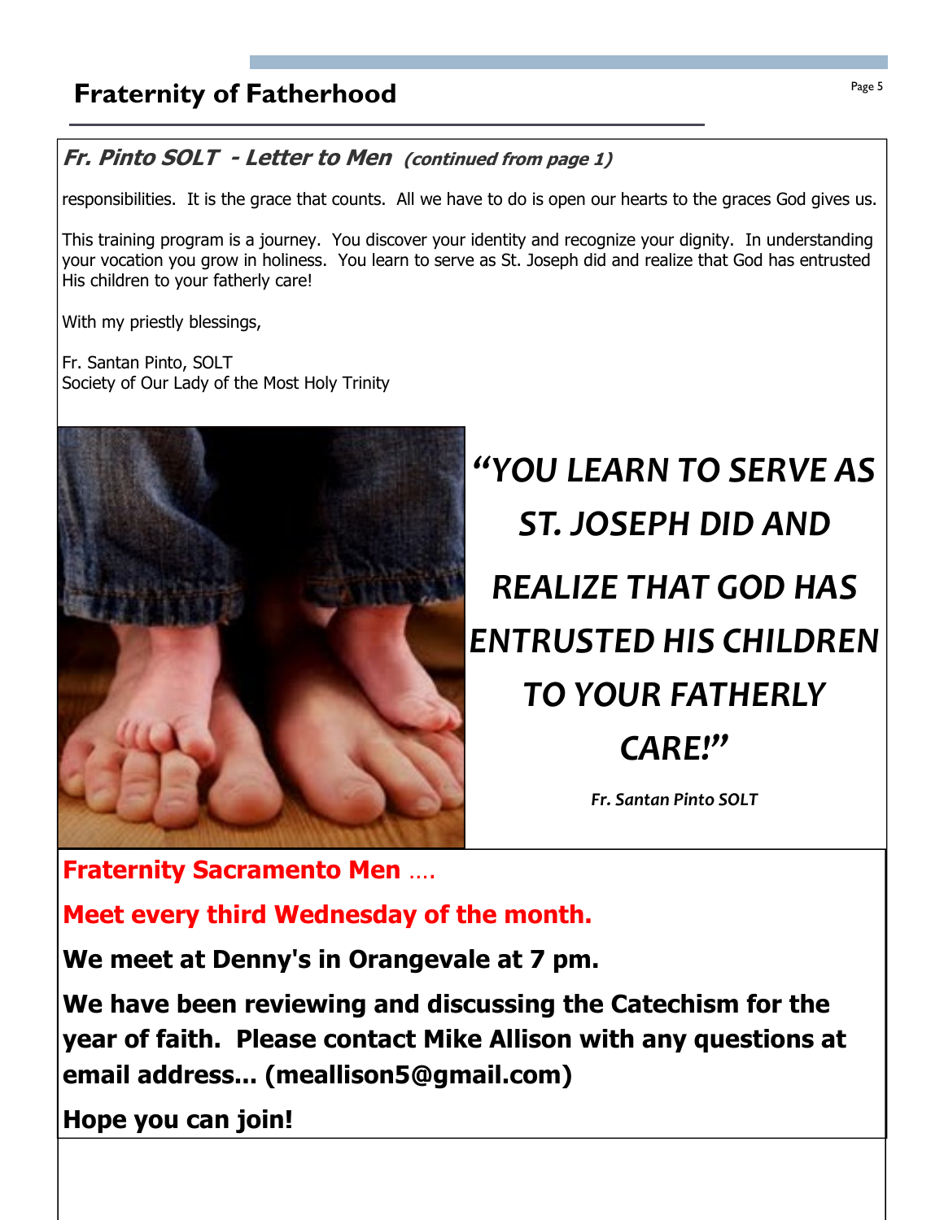## Fraternity of Fatherhood

### *Fr. Pinto SOLT - Letter to Men* *(continued from page 1)*

responsibilities. It is the grace that counts. All we have to do is open our hearts to the graces God gives us.

This training program is a journey. You discover your identity and recognize your dignity. In understanding your vocation you grow in holiness. You learn to serve as St. Joseph did and realize that God has entrusted His children to your fatherly care!

With my priestly blessings,

Fr. Santan Pinto, SOLT
Society of Our Lady of the Most Holy Trinity

***"YOU LEARN TO SERVE AS ST. JOSEPH DID AND REALIZE THAT GOD HAS ENTRUSTED HIS CHILDREN TO YOUR FATHERLY CARE!"***

***Fr. Santan Pinto SOLT***

**Fraternity Sacramento Men ….**

**Meet every third Wednesday of the month.**

**We meet at Denny's in Orangevale at 7 pm.**

**We have been reviewing and discussing the Catechism for the year of faith. Please contact Mike Allison with any questions at email address... (meallison5@gmail.com)**

**Hope you can join!**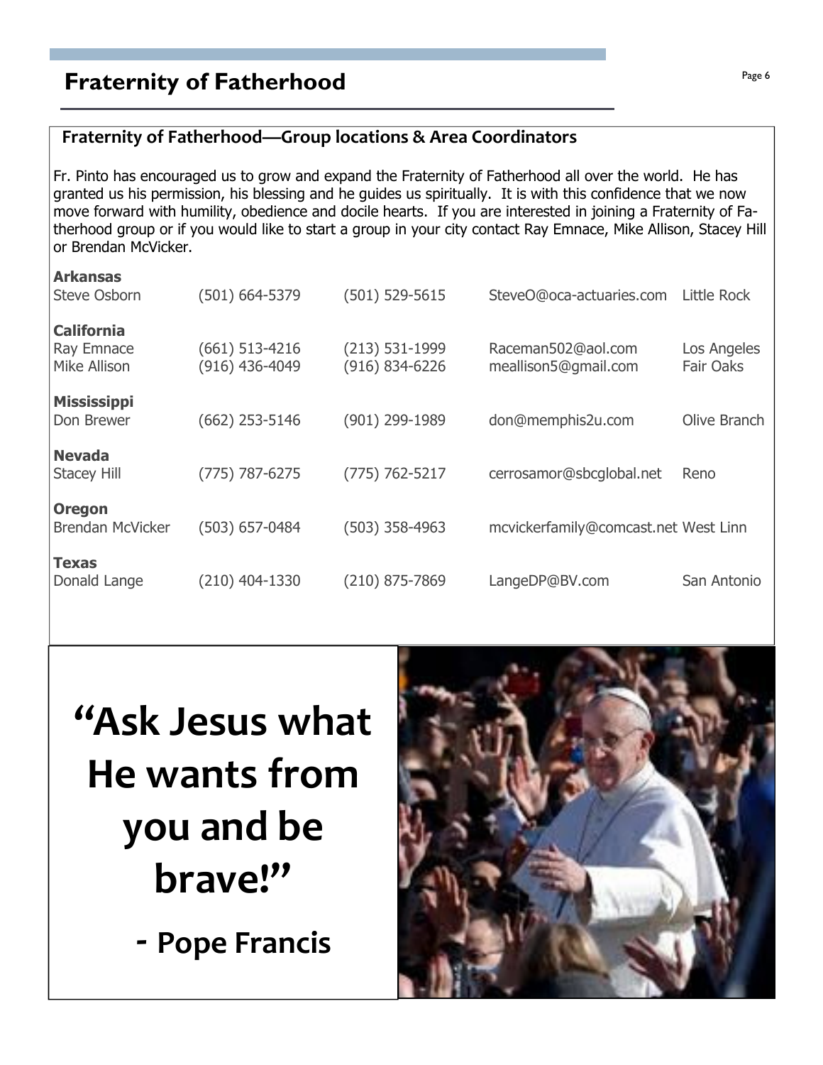# Fraternity of Fatherhood

## Fraternity of Fatherhood—Group locations & Area Coordinators

Fr. Pinto has encouraged us to grow and expand the Fraternity of Fatherhood all over the world. He has granted us his permission, his blessing and he guides us spiritually. It is with this confidence that we now move forward with humility, obedience and docile hearts. If you are interested in joining a Fraternity of Fatherhood group or if you would like to start a group in your city contact Ray Emnace, Mike Allison, Stacey Hill or Brendan McVicker.

**Arkansas**

| | | | | |
|---|---|---|---|---|
| Steve Osborn | (501) 664-5379 | (501) 529-5615 | SteveO@oca-actuaries.com | Little Rock |

**California**

| | | | | |
|---|---|---|---|---|
| Ray Emnace | (661) 513-4216 | (213) 531-1999 | Raceman502@aol.com | Los Angeles |
| Mike Allison | (916) 436-4049 | (916) 834-6226 | meallison5@gmail.com | Fair Oaks |

**Mississippi**

| | | | | |
|---|---|---|---|---|
| Don Brewer | (662) 253-5146 | (901) 299-1989 | don@memphis2u.com | Olive Branch |

**Nevada**

| | | | | |
|---|---|---|---|---|
| Stacey Hill | (775) 787-6275 | (775) 762-5217 | cerrosamor@sbcglobal.net | Reno |

**Oregon**

| | | | | |
|---|---|---|---|---|
| Brendan McVicker | (503) 657-0484 | (503) 358-4963 | mcvickerfamily@comcast.net | West Linn |

**Texas**

| | | | | |
|---|---|---|---|---|
| Donald Lange | (210) 404-1330 | (210) 875-7869 | LangeDP@BV.com | San Antonio |

**"Ask Jesus what He wants from you and be brave!"**

**- Pope Francis**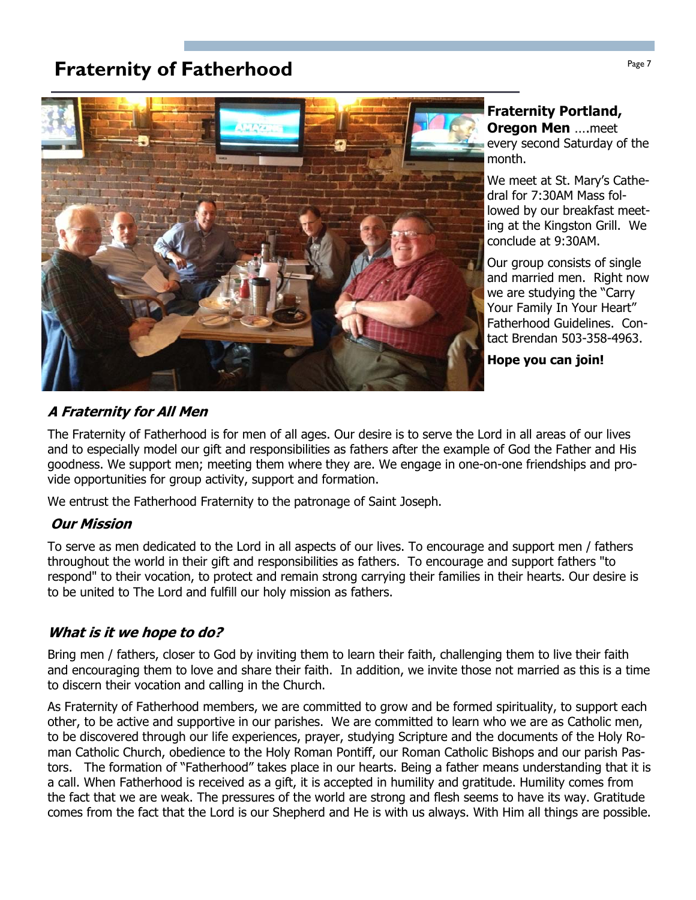# Fraternity of Fatherhood

**Fraternity Portland, Oregon Men** ….meet every second Saturday of the month.

We meet at St. Mary's Cathedral for 7:30AM Mass followed by our breakfast meeting at the Kingston Grill. We conclude at 9:30AM.

Our group consists of single and married men. Right now we are studying the "Carry Your Family In Your Heart" Fatherhood Guidelines. Contact Brendan 503-358-4963.

**Hope you can join!**

### *A Fraternity for All Men*

The Fraternity of Fatherhood is for men of all ages. Our desire is to serve the Lord in all areas of our lives and to especially model our gift and responsibilities as fathers after the example of God the Father and His goodness. We support men; meeting them where they are. We engage in one-on-one friendships and provide opportunities for group activity, support and formation.

We entrust the Fatherhood Fraternity to the patronage of Saint Joseph.

### *Our Mission*

To serve as men dedicated to the Lord in all aspects of our lives. To encourage and support men / fathers throughout the world in their gift and responsibilities as fathers. To encourage and support fathers "to respond" to their vocation, to protect and remain strong carrying their families in their hearts. Our desire is to be united to The Lord and fulfill our holy mission as fathers.

### *What is it we hope to do?*

Bring men / fathers, closer to God by inviting them to learn their faith, challenging them to live their faith and encouraging them to love and share their faith. In addition, we invite those not married as this is a time to discern their vocation and calling in the Church.

As Fraternity of Fatherhood members, we are committed to grow and be formed spirituality, to support each other, to be active and supportive in our parishes. We are committed to learn who we are as Catholic men, to be discovered through our life experiences, prayer, studying Scripture and the documents of the Holy Roman Catholic Church, obedience to the Holy Roman Pontiff, our Roman Catholic Bishops and our parish Pastors. The formation of "Fatherhood" takes place in our hearts. Being a father means understanding that it is a call. When Fatherhood is received as a gift, it is accepted in humility and gratitude. Humility comes from the fact that we are weak. The pressures of the world are strong and flesh seems to have its way. Gratitude comes from the fact that the Lord is our Shepherd and He is with us always. With Him all things are possible.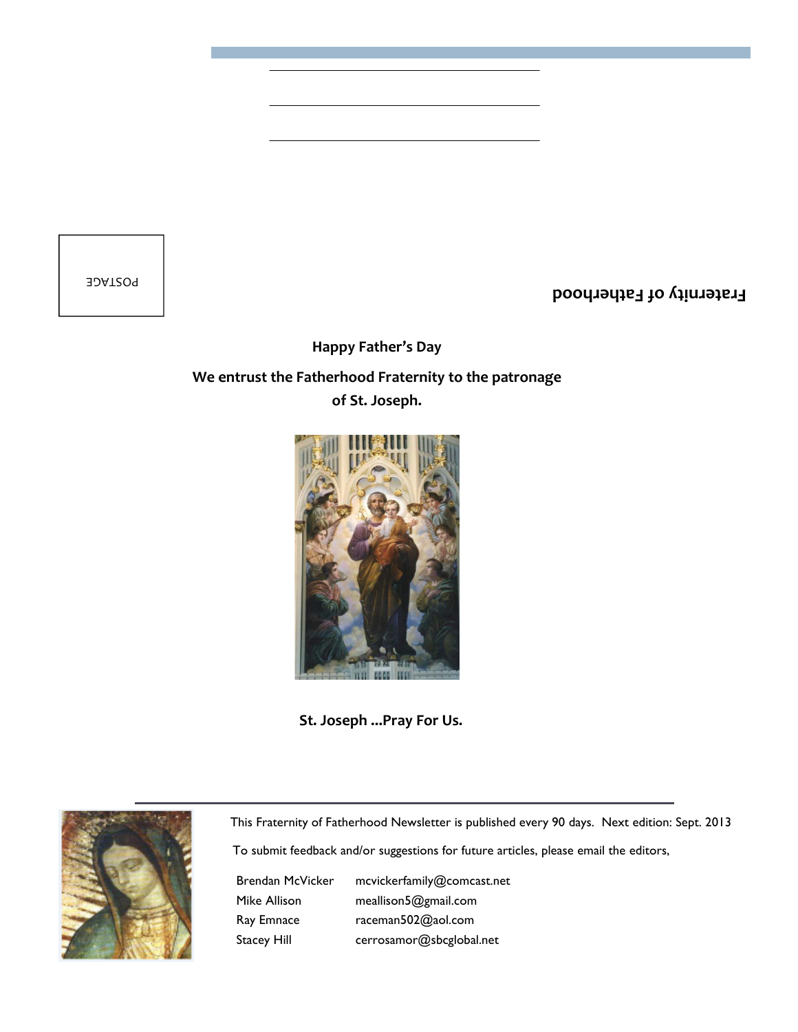POSTAGE

**Fraternity of Fatherhood**

**Happy Father's Day**

**We entrust the Fatherhood Fraternity to the patronage of St. Joseph.**

**St. Joseph ...Pray For Us.**

This Fraternity of Fatherhood Newsletter is published every 90 days. Next edition: Sept. 2013

To submit feedback and/or suggestions for future articles, please email the editors,

| | |
|---|---|
| Brendan McVicker | mcvickerfamily@comcast.net |
| Mike Allison | meallison5@gmail.com |
| Ray Emnace | raceman502@aol.com |
| Stacey Hill | cerrosamor@sbcglobal.net |